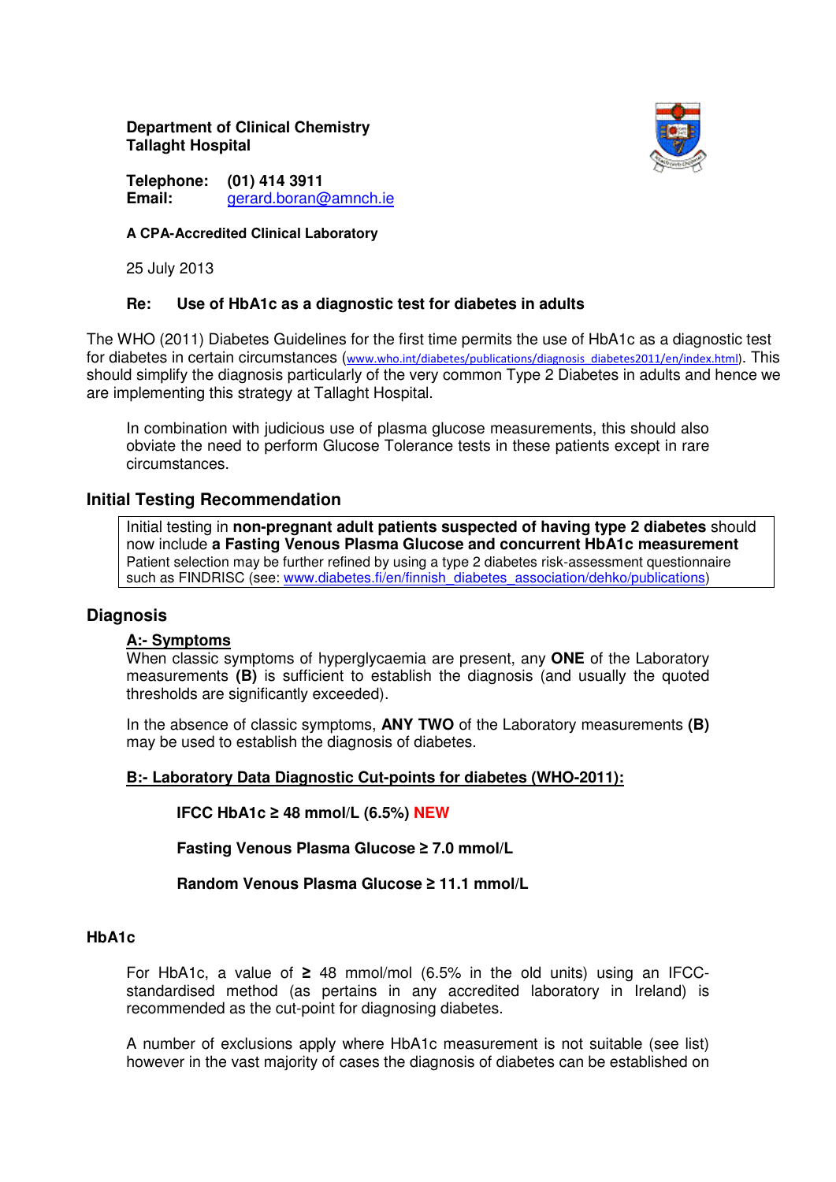**Department of Clinical Chemistry**
**Tallaght Hospital**

**Telephone:** **(01) 414 3911**
**Email:** gerard.boran@amnch.ie

**A CPA-Accredited Clinical Laboratory**

25 July 2013

**Re: Use of HbA1c as a diagnostic test for diabetes in adults**

The WHO (2011) Diabetes Guidelines for the first time permits the use of HbA1c as a diagnostic test for diabetes in certain circumstances (www.who.int/diabetes/publications/diagnosis_diabetes2011/en/index.html). This should simplify the diagnosis particularly of the very common Type 2 Diabetes in adults and hence we are implementing this strategy at Tallaght Hospital.

In combination with judicious use of plasma glucose measurements, this should also obviate the need to perform Glucose Tolerance tests in these patients except in rare circumstances.

## Initial Testing Recommendation

Initial testing in **non-pregnant adult patients suspected of having type 2 diabetes** should now include **a Fasting Venous Plasma Glucose and concurrent HbA1c measurement** Patient selection may be further refined by using a type 2 diabetes risk-assessment questionnaire such as FINDRISC (see: www.diabetes.fi/en/finnish_diabetes_association/dehko/publications)

## Diagnosis

### A:- Symptoms

When classic symptoms of hyperglycaemia are present, any **ONE** of the Laboratory measurements **(B)** is sufficient to establish the diagnosis (and usually the quoted thresholds are significantly exceeded).

In the absence of classic symptoms, **ANY TWO** of the Laboratory measurements **(B)** may be used to establish the diagnosis of diabetes.

### B:- Laboratory Data Diagnostic Cut-points for diabetes (WHO-2011):

**IFCC HbA1c ≥ 48 mmol/L (6.5%) NEW**

**Fasting Venous Plasma Glucose ≥ 7.0 mmol/L**

**Random Venous Plasma Glucose ≥ 11.1 mmol/L**

## HbA1c

For HbA1c, a value of **≥** 48 mmol/mol (6.5% in the old units) using an IFCC-standardised method (as pertains in any accredited laboratory in Ireland) is recommended as the cut-point for diagnosing diabetes.

A number of exclusions apply where HbA1c measurement is not suitable (see list) however in the vast majority of cases the diagnosis of diabetes can be established on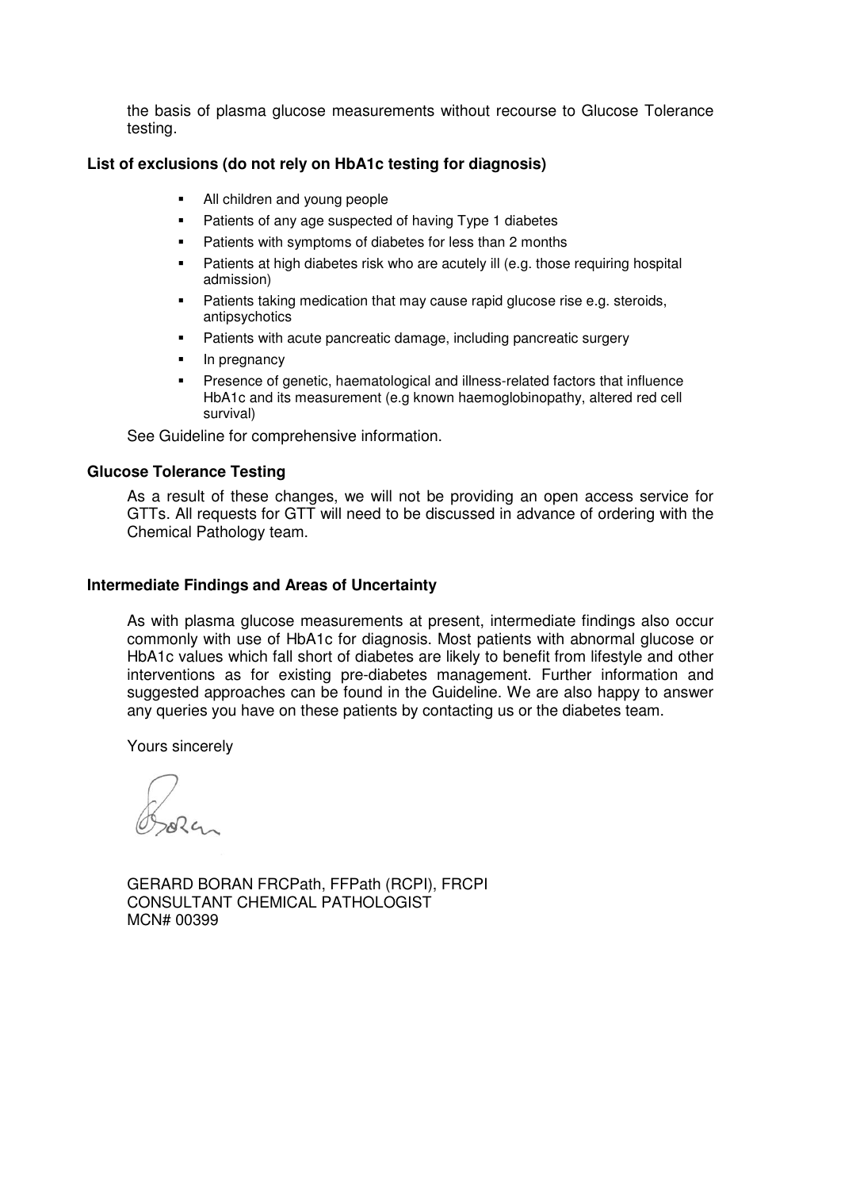the basis of plasma glucose measurements without recourse to Glucose Tolerance testing.

**List of exclusions (do not rely on HbA1c testing for diagnosis)**

- All children and young people
- Patients of any age suspected of having Type 1 diabetes
- Patients with symptoms of diabetes for less than 2 months
- Patients at high diabetes risk who are acutely ill (e.g. those requiring hospital admission)
- Patients taking medication that may cause rapid glucose rise e.g. steroids, antipsychotics
- Patients with acute pancreatic damage, including pancreatic surgery
- In pregnancy
- Presence of genetic, haematological and illness-related factors that influence HbA1c and its measurement (e.g known haemoglobinopathy, altered red cell survival)

See Guideline for comprehensive information.

**Glucose Tolerance Testing**

As a result of these changes, we will not be providing an open access service for GTTs. All requests for GTT will need to be discussed in advance of ordering with the Chemical Pathology team.

**Intermediate Findings and Areas of Uncertainty**

As with plasma glucose measurements at present, intermediate findings also occur commonly with use of HbA1c for diagnosis. Most patients with abnormal glucose or HbA1c values which fall short of diabetes are likely to benefit from lifestyle and other interventions as for existing pre-diabetes management. Further information and suggested approaches can be found in the Guideline. We are also happy to answer any queries you have on these patients by contacting us or the diabetes team.

Yours sincerely

GERARD BORAN FRCPath, FFPath (RCPI), FRCPI
CONSULTANT CHEMICAL PATHOLOGIST
MCN# 00399